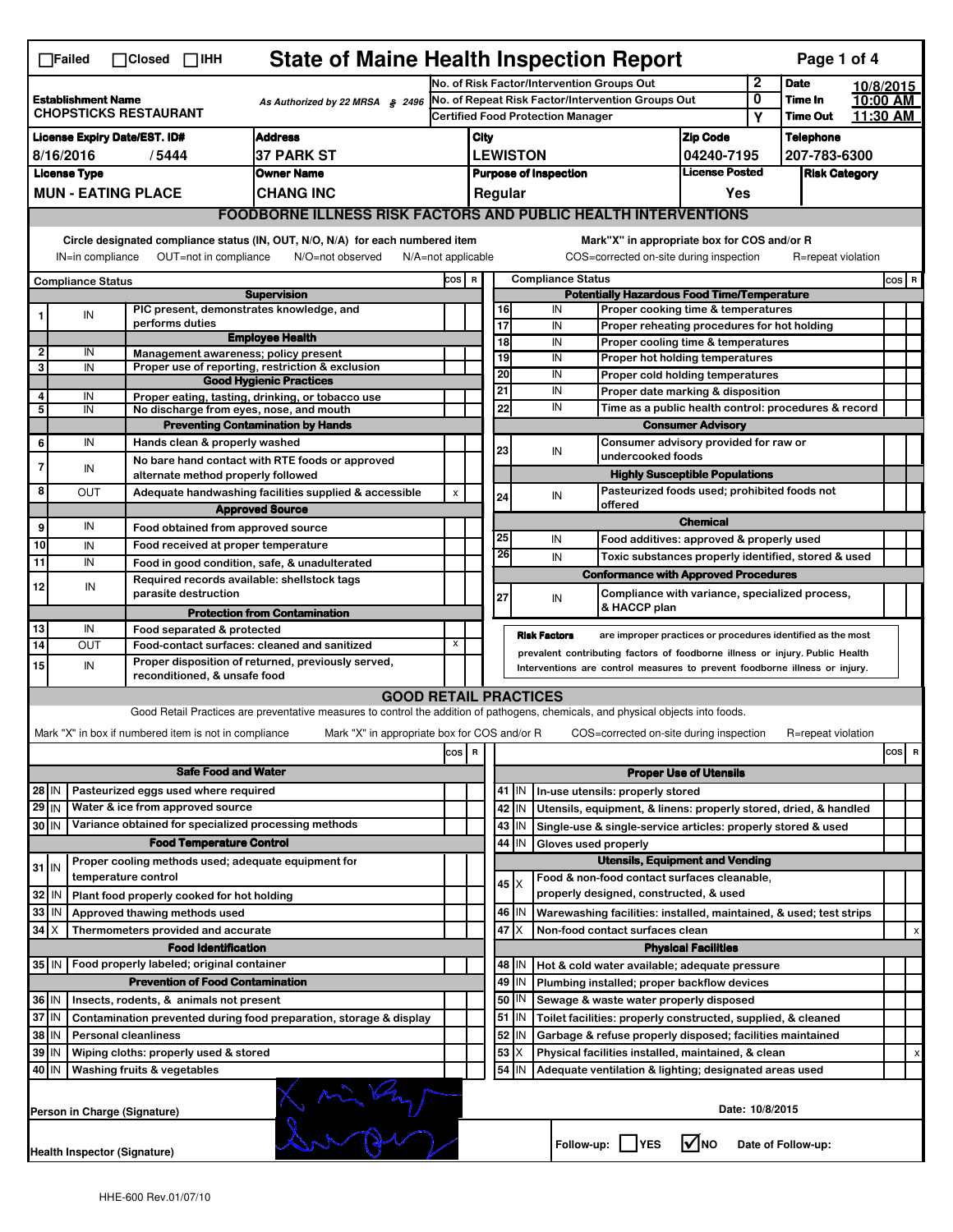☐Failed ☐Closed ☐IHH

# State of Maine Health Inspection Report

| Establishment Name | As Authorized by 22 MRSA § 2496 | No. of Risk Factor/Intervention Groups Out | 2 | Date | 10/8/2015 |
|---|---|---|---|---|---|
| CHOPSTICKS RESTAURANT | | No. of Repeat Risk Factor/Intervention Groups Out | 0 | Time In | 10:00 AM |
| | | Certified Food Protection Manager | Y | Time Out | 11:30 AM |

| License Expiry Date/EST. ID# | Address | City | Zip Code | Telephone |
|---|---|---|---|---|
| 8/16/2016 / 5444 | 37 PARK ST | LEWISTON | 04240-7195 | 207-783-6300 |

| License Type | Owner Name | Purpose of Inspection | License Posted | Risk Category |
|---|---|---|---|---|
| MUN - EATING PLACE | CHANG INC | Regular | Yes | |

## FOODBORNE ILLNESS RISK FACTORS AND PUBLIC HEALTH INTERVENTIONS

Circle designated compliance status (IN, OUT, N/O, N/A) for each numbered item
IN=in compliance OUT=not in compliance N/O=not observed N/A=not applicable

Mark "X" in appropriate box for COS and/or R
COS=corrected on-site during inspection R=repeat violation

| # | Compliance Status | Item | COS | R |
|---|---|---|---|---|
| | | **Supervision** | | |
| 1 | IN | PIC present, demonstrates knowledge, and performs duties | | |
| | | **Employee Health** | | |
| 2 | IN | Management awareness; policy present | | |
| 3 | IN | Proper use of reporting, restriction & exclusion | | |
| | | **Good Hygienic Practices** | | |
| 4 | IN | Proper eating, tasting, drinking, or tobacco use | | |
| 5 | IN | No discharge from eyes, nose, and mouth | | |
| | | **Preventing Contamination by Hands** | | |
| 6 | IN | Hands clean & properly washed | | |
| 7 | IN | No bare hand contact with RTE foods or approved alternate method properly followed | | |
| 8 | OUT | Adequate handwashing facilities supplied & accessible | x | |
| | | **Approved Source** | | |
| 9 | IN | Food obtained from approved source | | |
| 10 | IN | Food received at proper temperature | | |
| 11 | IN | Food in good condition, safe, & unadulterated | | |
| 12 | IN | Required records available: shellstock tags parasite destruction | | |
| | | **Protection from Contamination** | | |
| 13 | IN | Food separated & protected | | |
| 14 | OUT | Food-contact surfaces: cleaned and sanitized | x | |
| 15 | IN | Proper disposition of returned, previously served, reconditioned, & unsafe food | | |
| | | **Potentially Hazardous Food Time/Temperature** | | |
| 16 | IN | Proper cooking time & temperatures | | |
| 17 | IN | Proper reheating procedures for hot holding | | |
| 18 | IN | Proper cooling time & temperatures | | |
| 19 | IN | Proper hot holding temperatures | | |
| 20 | IN | Proper cold holding temperatures | | |
| 21 | IN | Proper date marking & disposition | | |
| 22 | IN | Time as a public health control: procedures & record | | |
| | | **Consumer Advisory** | | |
| 23 | IN | Consumer advisory provided for raw or undercooked foods | | |
| | | **Highly Susceptible Populations** | | |
| 24 | IN | Pasteurized foods used; prohibited foods not offered | | |
| | | **Chemical** | | |
| 25 | IN | Food additives: approved & properly used | | |
| 26 | IN | Toxic substances properly identified, stored & used | | |
| | | **Conformance with Approved Procedures** | | |
| 27 | IN | Compliance with variance, specialized process, & HACCP plan | | |

**Risk Factors** are improper practices or procedures identified as the most prevalent contributing factors of foodborne illness or injury. Public Health Interventions are control measures to prevent foodborne illness or injury.

## GOOD RETAIL PRACTICES

Good Retail Practices are preventative measures to control the addition of pathogens, chemicals, and physical objects into foods.

Mark "X" in box if numbered item is not in compliance Mark "X" in appropriate box for COS and/or R COS=corrected on-site during inspection R=repeat violation

| # | Status | Item | COS | R |
|---|---|---|---|---|
| | | **Safe Food and Water** | | |
| 28 | IN | Pasteurized eggs used where required | | |
| 29 | IN | Water & ice from approved source | | |
| 30 | IN | Variance obtained for specialized processing methods | | |
| | | **Food Temperature Control** | | |
| 31 | IN | Proper cooling methods used; adequate equipment for temperature control | | |
| 32 | IN | Plant food properly cooked for hot holding | | |
| 33 | IN | Approved thawing methods used | | |
| 34 | X | Thermometers provided and accurate | | |
| | | **Food Identification** | | |
| 35 | IN | Food properly labeled; original container | | |
| | | **Prevention of Food Contamination** | | |
| 36 | IN | Insects, rodents, & animals not present | | |
| 37 | IN | Contamination prevented during food preparation, storage & display | | |
| 38 | IN | Personal cleanliness | | |
| 39 | IN | Wiping cloths: properly used & stored | | |
| 40 | IN | Washing fruits & vegetables | | |
| | | **Proper Use of Utensils** | | |
| 41 | IN | In-use utensils: properly stored | | |
| 42 | IN | Utensils, equipment, & linens: properly stored, dried, & handled | | |
| 43 | IN | Single-use & single-service articles: properly stored & used | | |
| 44 | IN | Gloves used properly | | |
| | | **Utensils, Equipment and Vending** | | |
| 45 | X | Food & non-food contact surfaces cleanable, properly designed, constructed, & used | | |
| 46 | IN | Warewashing facilities: installed, maintained, & used; test strips | | |
| 47 | X | Non-food contact surfaces clean | | x |
| | | **Physical Facilities** | | |
| 48 | IN | Hot & cold water available; adequate pressure | | |
| 49 | IN | Plumbing installed; proper backflow devices | | |
| 50 | IN | Sewage & waste water properly disposed | | |
| 51 | IN | Toilet facilities: properly constructed, supplied, & cleaned | | |
| 52 | IN | Garbage & refuse properly disposed; facilities maintained | | |
| 53 | X | Physical facilities installed, maintained, & clean | | x |
| 54 | IN | Adequate ventilation & lighting; designated areas used | | |

Person in Charge (Signature) Date: 10/8/2015

Health Inspector (Signature) Follow-up: ☐ YES ☑ NO Date of Follow-up:

HHE-600 Rev.01/07/10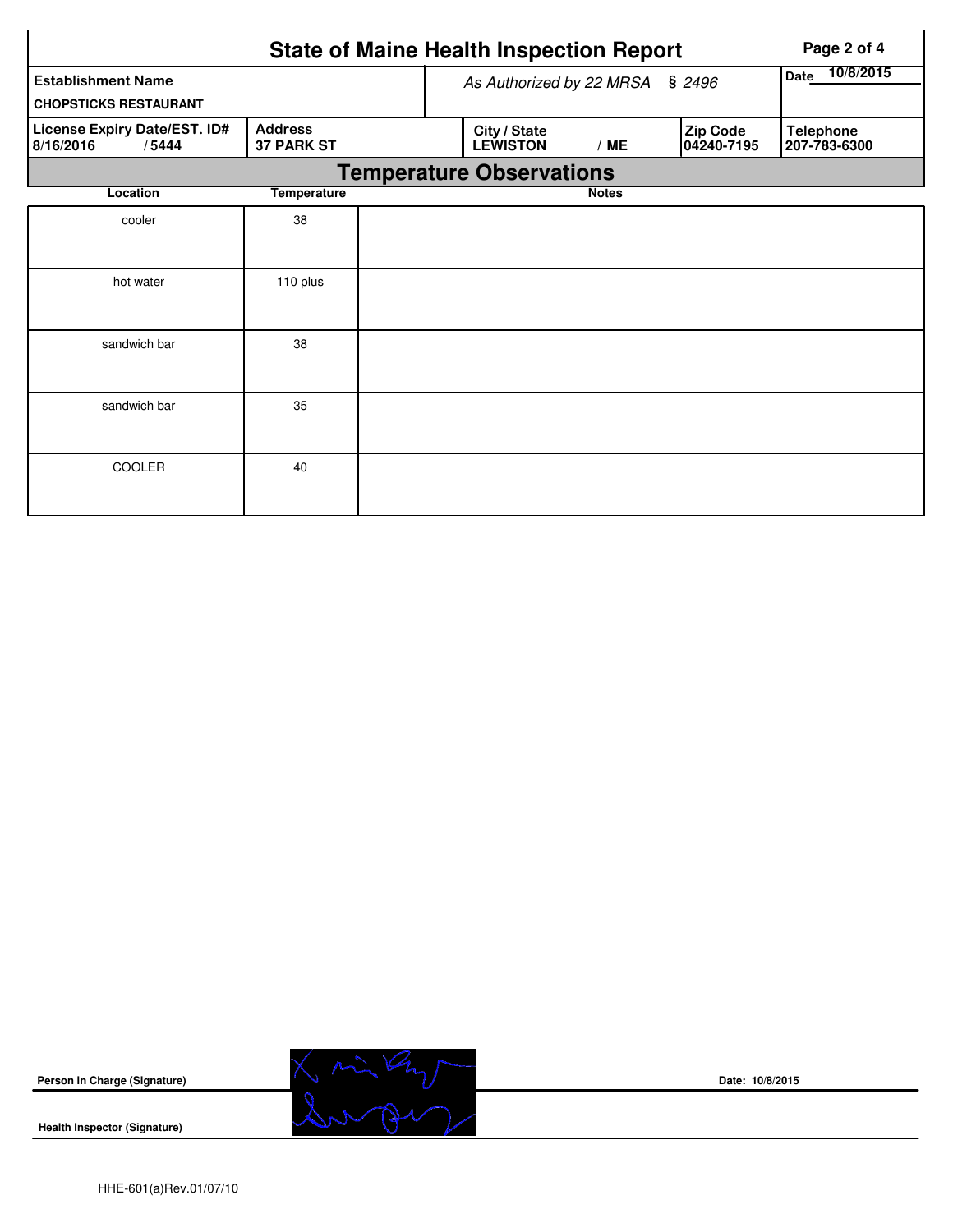# State of Maine Health Inspection Report

| Establishment Name | As Authorized by 22 MRSA § 2496 | Date 10/8/2015 |
|---|---|---|
| CHOPSTICKS RESTAURANT | | |

| License Expiry Date/EST. ID# | Address | City / State | Zip Code | Telephone |
|---|---|---|---|---|
| 8/16/2016 / 5444 | 37 PARK ST | LEWISTON / ME | 04240-7195 | 207-783-6300 |

## Temperature Observations

| Location | Temperature | Notes |
|---|---|---|
| cooler | 38 | |
| hot water | 110 plus | |
| sandwich bar | 38 | |
| sandwich bar | 35 | |
| COOLER | 40 | |

**Person in Charge (Signature)** Date: 10/8/2015

**Health Inspector (Signature)**

HHE-601(a)Rev.01/07/10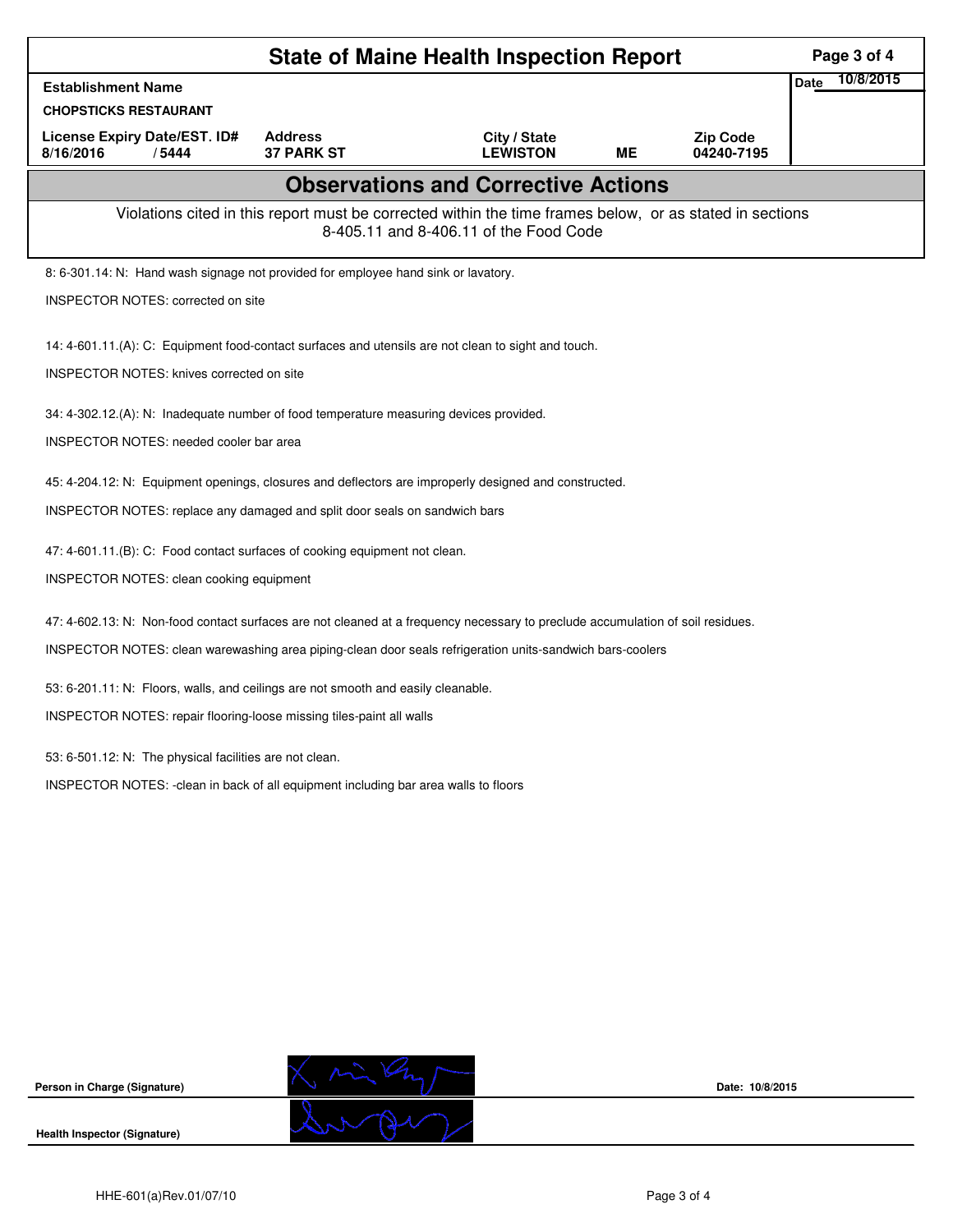# State of Maine Health Inspection Report

| Establishment Name | | | | | Date 10/8/2015 |
|---|---|---|---|---|---|
| CHOPSTICKS RESTAURANT | | | | | |
| License Expiry Date/EST. ID# | Address | City / State | | Zip Code | |
| 8/16/2016 / 5444 | 37 PARK ST | LEWISTON | ME | 04240-7195 | |

## Observations and Corrective Actions

Violations cited in this report must be corrected within the time frames below, or as stated in sections 8-405.11 and 8-406.11 of the Food Code

8: 6-301.14: N: Hand wash signage not provided for employee hand sink or lavatory.

INSPECTOR NOTES: corrected on site

14: 4-601.11.(A): C: Equipment food-contact surfaces and utensils are not clean to sight and touch.

INSPECTOR NOTES: knives corrected on site

34: 4-302.12.(A): N: Inadequate number of food temperature measuring devices provided.

INSPECTOR NOTES: needed cooler bar area

45: 4-204.12: N: Equipment openings, closures and deflectors are improperly designed and constructed.

INSPECTOR NOTES: replace any damaged and split door seals on sandwich bars

47: 4-601.11.(B): C: Food contact surfaces of cooking equipment not clean.

INSPECTOR NOTES: clean cooking equipment

47: 4-602.13: N: Non-food contact surfaces are not cleaned at a frequency necessary to preclude accumulation of soil residues.

INSPECTOR NOTES: clean warewashing area piping-clean door seals refrigeration units-sandwich bars-coolers

53: 6-201.11: N: Floors, walls, and ceilings are not smooth and easily cleanable.

INSPECTOR NOTES: repair flooring-loose missing tiles-paint all walls

53: 6-501.12: N: The physical facilities are not clean.

INSPECTOR NOTES: -clean in back of all equipment including bar area walls to floors

Person in Charge (Signature) Date: 10/8/2015

Health Inspector (Signature)

HHE-601(a)Rev.01/07/10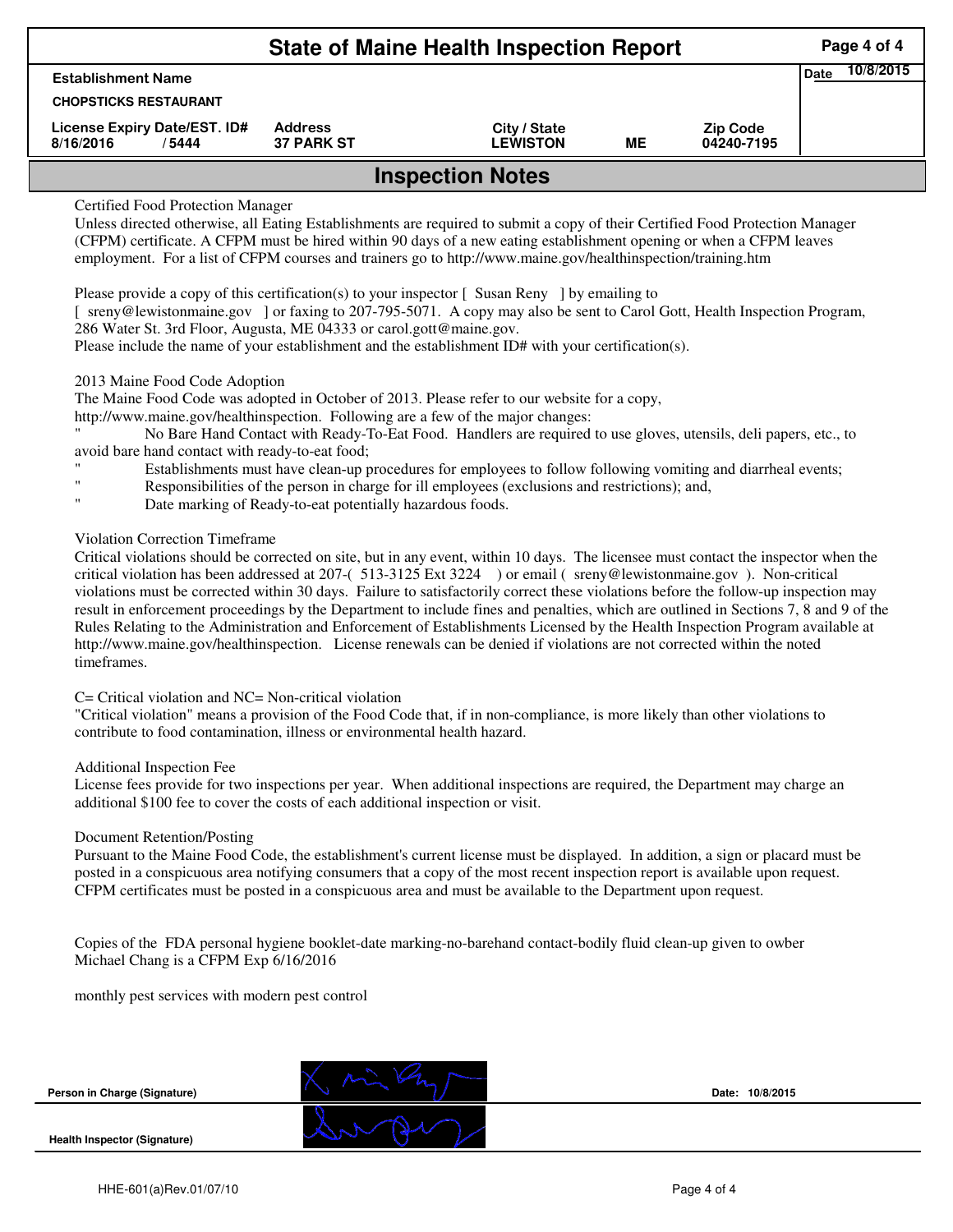# State of Maine Health Inspection Report

| Establishment Name | | | | | Date 10/8/2015 |
|---|---|---|---|---|---|
| CHOPSTICKS RESTAURANT | | | | | |
| License Expiry Date/EST. ID# | Address | City / State | | Zip Code | |
| 8/16/2016 / 5444 | 37 PARK ST | LEWISTON | ME | 04240-7195 | |

## Inspection Notes

Certified Food Protection Manager

Unless directed otherwise, all Eating Establishments are required to submit a copy of their Certified Food Protection Manager (CFPM) certificate. A CFPM must be hired within 90 days of a new eating establishment opening or when a CFPM leaves employment. For a list of CFPM courses and trainers go to http://www.maine.gov/healthinspection/training.htm

Please provide a copy of this certification(s) to your inspector [ Susan Reny ] by emailing to [ sreny@lewistonmaine.gov ] or faxing to 207-795-5071. A copy may also be sent to Carol Gott, Health Inspection Program, 286 Water St. 3rd Floor, Augusta, ME 04333 or carol.gott@maine.gov.

Please include the name of your establishment and the establishment ID# with your certification(s).

2013 Maine Food Code Adoption

The Maine Food Code was adopted in October of 2013. Please refer to our website for a copy, http://www.maine.gov/healthinspection. Following are a few of the major changes:

" No Bare Hand Contact with Ready-To-Eat Food. Handlers are required to use gloves, utensils, deli papers, etc., to avoid bare hand contact with ready-to-eat food;

" Establishments must have clean-up procedures for employees to follow following vomiting and diarrheal events;

" Responsibilities of the person in charge for ill employees (exclusions and restrictions); and,

" Date marking of Ready-to-eat potentially hazardous foods.

Violation Correction Timeframe

Critical violations should be corrected on site, but in any event, within 10 days. The licensee must contact the inspector when the critical violation has been addressed at 207-( 513-3125 Ext 3224 ) or email ( sreny@lewistonmaine.gov ). Non-critical violations must be corrected within 30 days. Failure to satisfactorily correct these violations before the follow-up inspection may result in enforcement proceedings by the Department to include fines and penalties, which are outlined in Sections 7, 8 and 9 of the Rules Relating to the Administration and Enforcement of Establishments Licensed by the Health Inspection Program available at http://www.maine.gov/healthinspection. License renewals can be denied if violations are not corrected within the noted timeframes.

C= Critical violation and NC= Non-critical violation

"Critical violation" means a provision of the Food Code that, if in non-compliance, is more likely than other violations to contribute to food contamination, illness or environmental health hazard.

Additional Inspection Fee

License fees provide for two inspections per year. When additional inspections are required, the Department may charge an additional $100 fee to cover the costs of each additional inspection or visit.

Document Retention/Posting

Pursuant to the Maine Food Code, the establishment's current license must be displayed. In addition, a sign or placard must be posted in a conspicuous area notifying consumers that a copy of the most recent inspection report is available upon request. CFPM certificates must be posted in a conspicuous area and must be available to the Department upon request.

Copies of the FDA personal hygiene booklet-date marking-no-barehand contact-bodily fluid clean-up given to owber

Michael Chang is a CFPM Exp 6/16/2016

monthly pest services with modern pest control

Person in Charge (Signature) Date: 10/8/2015

Health Inspector (Signature)

HHE-601(a)Rev.01/07/10